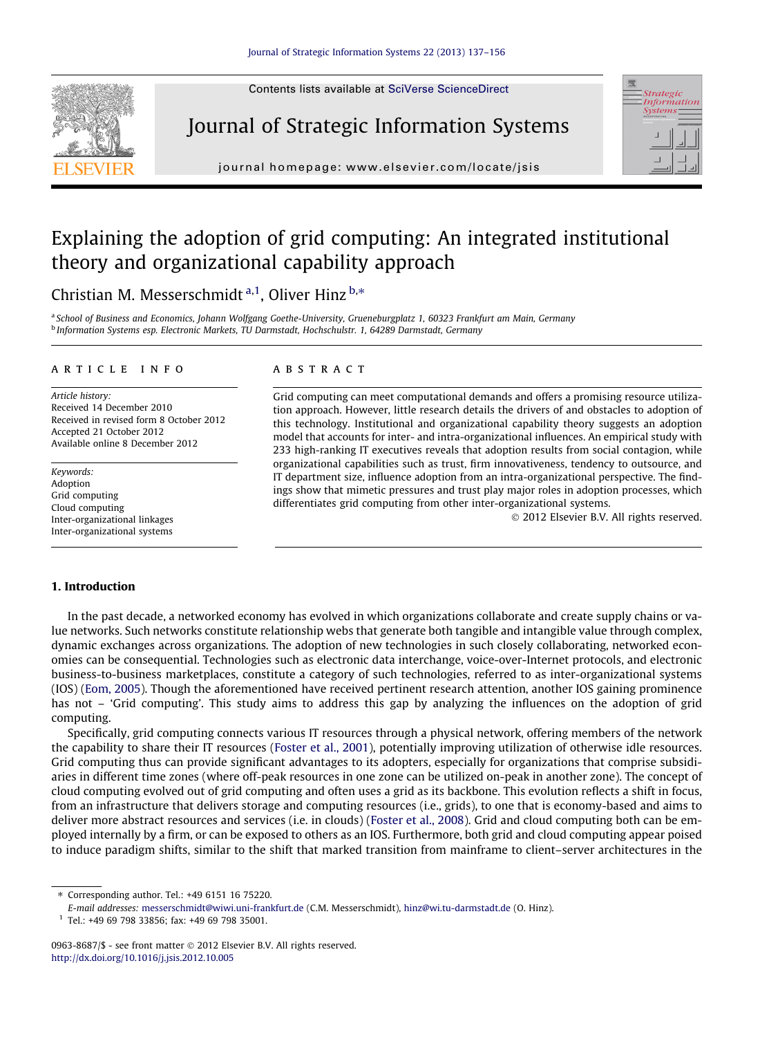# Explaining the adoption of grid computing: An integrated institutional theory and organizational capability approach

Christian M. Messerschmidt [a,1], Oliver Hinz [b,*]

[a] School of Business and Economics, Johann Wolfgang Goethe-University, Grueneburgplatz 1, 60323 Frankfurt am Main, Germany
[b] Information Systems esp. Electronic Markets, TU Darmstadt, Hochschulstr. 1, 64289 Darmstadt, Germany

## ARTICLE INFO

*Article history:*
Received 14 December 2010
Received in revised form 8 October 2012
Accepted 21 October 2012
Available online 8 December 2012

*Keywords:*
Adoption
Grid computing
Cloud computing
Inter-organizational linkages
Inter-organizational systems

## ABSTRACT

Grid computing can meet computational demands and offers a promising resource utilization approach. However, little research details the drivers of and obstacles to adoption of this technology. Institutional and organizational capability theory suggests an adoption model that accounts for inter- and intra-organizational influences. An empirical study with 233 high-ranking IT executives reveals that adoption results from social contagion, while organizational capabilities such as trust, firm innovativeness, tendency to outsource, and IT department size, influence adoption from an intra-organizational perspective. The findings show that mimetic pressures and trust play major roles in adoption processes, which differentiates grid computing from other inter-organizational systems.

© 2012 Elsevier B.V. All rights reserved.

## 1. Introduction

In the past decade, a networked economy has evolved in which organizations collaborate and create supply chains or value networks. Such networks constitute relationship webs that generate both tangible and intangible value through complex, dynamic exchanges across organizations. The adoption of new technologies in such closely collaborating, networked economies can be consequential. Technologies such as electronic data interchange, voice-over-Internet protocols, and electronic business-to-business marketplaces, constitute a category of such technologies, referred to as inter-organizational systems (IOS) (Eom, 2005). Though the aforementioned have received pertinent research attention, another IOS gaining prominence has not – 'Grid computing'. This study aims to address this gap by analyzing the influences on the adoption of grid computing.

Specifically, grid computing connects various IT resources through a physical network, offering members of the network the capability to share their IT resources (Foster et al., 2001), potentially improving utilization of otherwise idle resources. Grid computing thus can provide significant advantages to its adopters, especially for organizations that comprise subsidiaries in different time zones (where off-peak resources in one zone can be utilized on-peak in another zone). The concept of cloud computing evolved out of grid computing and often uses a grid as its backbone. This evolution reflects a shift in focus, from an infrastructure that delivers storage and computing resources (i.e., grids), to one that is economy-based and aims to deliver more abstract resources and services (i.e. in clouds) (Foster et al., 2008). Grid and cloud computing both can be employed internally by a firm, or can be exposed to others as an IOS. Furthermore, both grid and cloud computing appear poised to induce paradigm shifts, similar to the shift that marked transition from mainframe to client–server architectures in the

---

\* Corresponding author. Tel.: +49 6151 16 75220.
E-mail addresses: messerschmidt@wiwi.uni-frankfurt.de (C.M. Messerschmidt), hinz@wi.tu-darmstadt.de (O. Hinz).
[1] Tel.: +49 69 798 33856; fax: +49 69 798 35001.

0963-8687/$ - see front matter © 2012 Elsevier B.V. All rights reserved.
http://dx.doi.org/10.1016/j.jsis.2012.10.005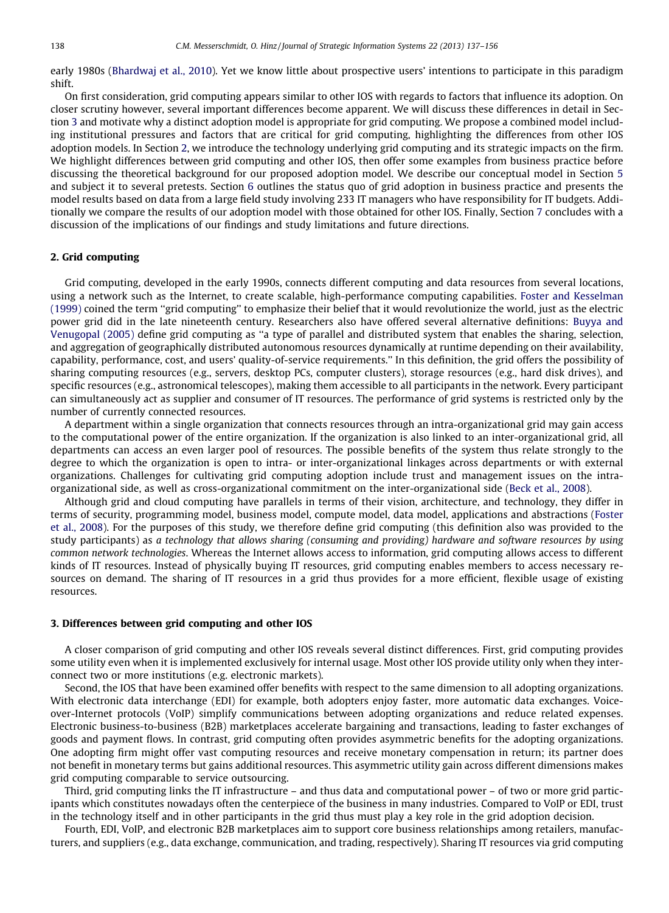early 1980s (Bhardwaj et al., 2010). Yet we know little about prospective users' intentions to participate in this paradigm shift.

On first consideration, grid computing appears similar to other IOS with regards to factors that influence its adoption. On closer scrutiny however, several important differences become apparent. We will discuss these differences in detail in Section 3 and motivate why a distinct adoption model is appropriate for grid computing. We propose a combined model including institutional pressures and factors that are critical for grid computing, highlighting the differences from other IOS adoption models. In Section 2, we introduce the technology underlying grid computing and its strategic impacts on the firm. We highlight differences between grid computing and other IOS, then offer some examples from business practice before discussing the theoretical background for our proposed adoption model. We describe our conceptual model in Section 5 and subject it to several pretests. Section 6 outlines the status quo of grid adoption in business practice and presents the model results based on data from a large field study involving 233 IT managers who have responsibility for IT budgets. Additionally we compare the results of our adoption model with those obtained for other IOS. Finally, Section 7 concludes with a discussion of the implications of our findings and study limitations and future directions.

## 2. Grid computing

Grid computing, developed in the early 1990s, connects different computing and data resources from several locations, using a network such as the Internet, to create scalable, high-performance computing capabilities. Foster and Kesselman (1999) coined the term "grid computing" to emphasize their belief that it would revolutionize the world, just as the electric power grid did in the late nineteenth century. Researchers also have offered several alternative definitions: Buyya and Venugopal (2005) define grid computing as "a type of parallel and distributed system that enables the sharing, selection, and aggregation of geographically distributed autonomous resources dynamically at runtime depending on their availability, capability, performance, cost, and users' quality-of-service requirements." In this definition, the grid offers the possibility of sharing computing resources (e.g., servers, desktop PCs, computer clusters), storage resources (e.g., hard disk drives), and specific resources (e.g., astronomical telescopes), making them accessible to all participants in the network. Every participant can simultaneously act as supplier and consumer of IT resources. The performance of grid systems is restricted only by the number of currently connected resources.

A department within a single organization that connects resources through an intra-organizational grid may gain access to the computational power of the entire organization. If the organization is also linked to an inter-organizational grid, all departments can access an even larger pool of resources. The possible benefits of the system thus relate strongly to the degree to which the organization is open to intra- or inter-organizational linkages across departments or with external organizations. Challenges for cultivating grid computing adoption include trust and management issues on the intra-organizational side, as well as cross-organizational commitment on the inter-organizational side (Beck et al., 2008).

Although grid and cloud computing have parallels in terms of their vision, architecture, and technology, they differ in terms of security, programming model, business model, compute model, data model, applications and abstractions (Foster et al., 2008). For the purposes of this study, we therefore define grid computing (this definition also was provided to the study participants) as *a technology that allows sharing (consuming and providing) hardware and software resources by using common network technologies*. Whereas the Internet allows access to information, grid computing allows access to different kinds of IT resources. Instead of physically buying IT resources, grid computing enables members to access necessary resources on demand. The sharing of IT resources in a grid thus provides for a more efficient, flexible usage of existing resources.

## 3. Differences between grid computing and other IOS

A closer comparison of grid computing and other IOS reveals several distinct differences. First, grid computing provides some utility even when it is implemented exclusively for internal usage. Most other IOS provide utility only when they interconnect two or more institutions (e.g. electronic markets).

Second, the IOS that have been examined offer benefits with respect to the same dimension to all adopting organizations. With electronic data interchange (EDI) for example, both adopters enjoy faster, more automatic data exchanges. Voice-over-Internet protocols (VoIP) simplify communications between adopting organizations and reduce related expenses. Electronic business-to-business (B2B) marketplaces accelerate bargaining and transactions, leading to faster exchanges of goods and payment flows. In contrast, grid computing often provides asymmetric benefits for the adopting organizations. One adopting firm might offer vast computing resources and receive monetary compensation in return; its partner does not benefit in monetary terms but gains additional resources. This asymmetric utility gain across different dimensions makes grid computing comparable to service outsourcing.

Third, grid computing links the IT infrastructure – and thus data and computational power – of two or more grid participants which constitutes nowadays often the centerpiece of the business in many industries. Compared to VoIP or EDI, trust in the technology itself and in other participants in the grid thus must play a key role in the grid adoption decision.

Fourth, EDI, VoIP, and electronic B2B marketplaces aim to support core business relationships among retailers, manufacturers, and suppliers (e.g., data exchange, communication, and trading, respectively). Sharing IT resources via grid computing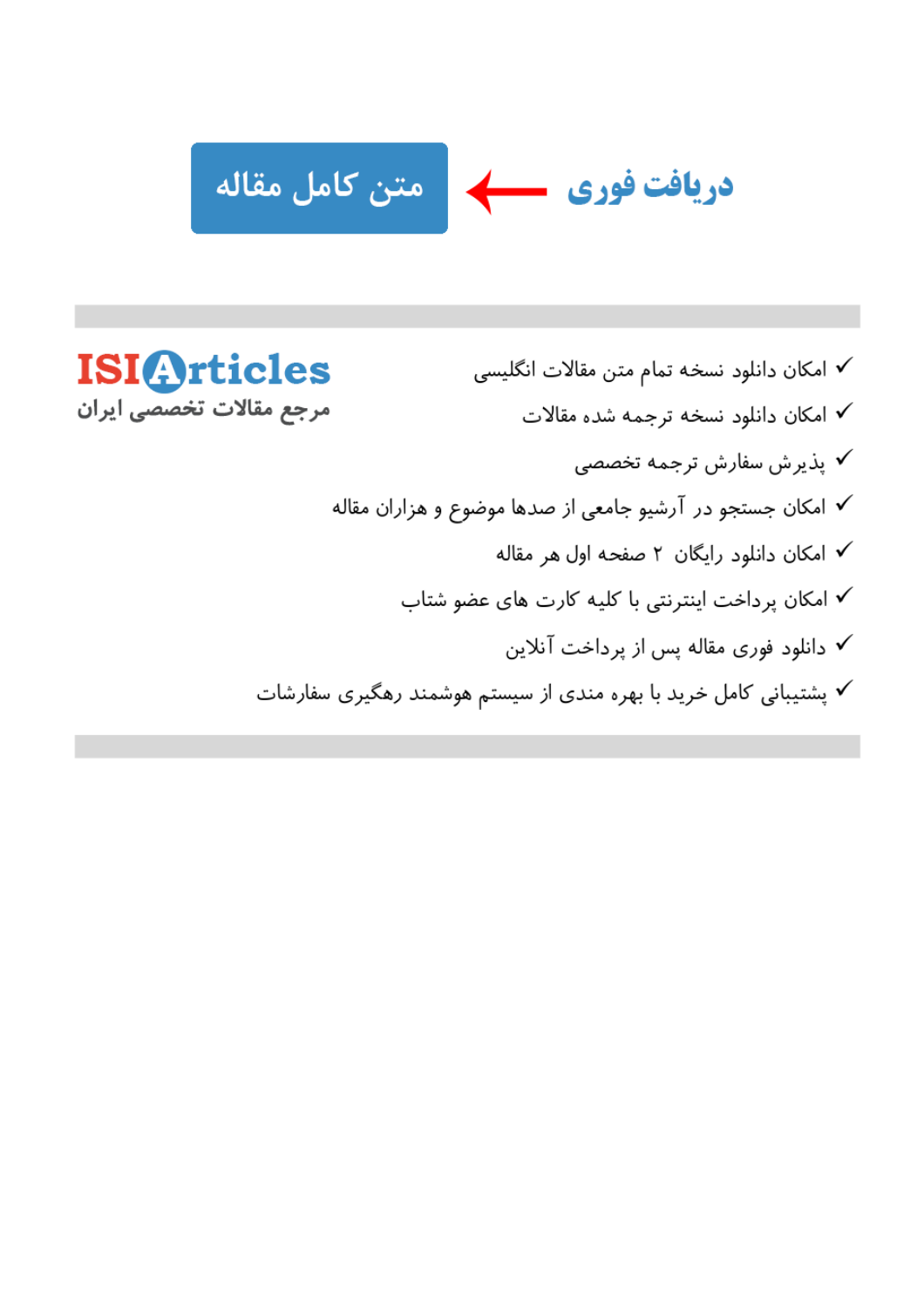**متن کامل مقاله** ← **دریافت فوری**

---

**ISIArticles**
مرجع مقالات تخصصی ایران

- ✓ امکان دانلود نسخه تمام متن مقالات انگلیسی
- ✓ امکان دانلود نسخه ترجمه شده مقالات
- ✓ پذیرش سفارش ترجمه تخصصی
- ✓ امکان جستجو در آرشیو جامعی از صدها موضوع و هزاران مقاله
- ✓ امکان دانلود رایگان ۲ صفحه اول هر مقاله
- ✓ امکان پرداخت اینترنتی با کلیه کارت های عضو شتاب
- ✓ دانلود فوری مقاله پس از پرداخت آنلاین
- ✓ پشتیبانی کامل خرید با بهره مندی از سیستم هوشمند رهگیری سفارشات

---